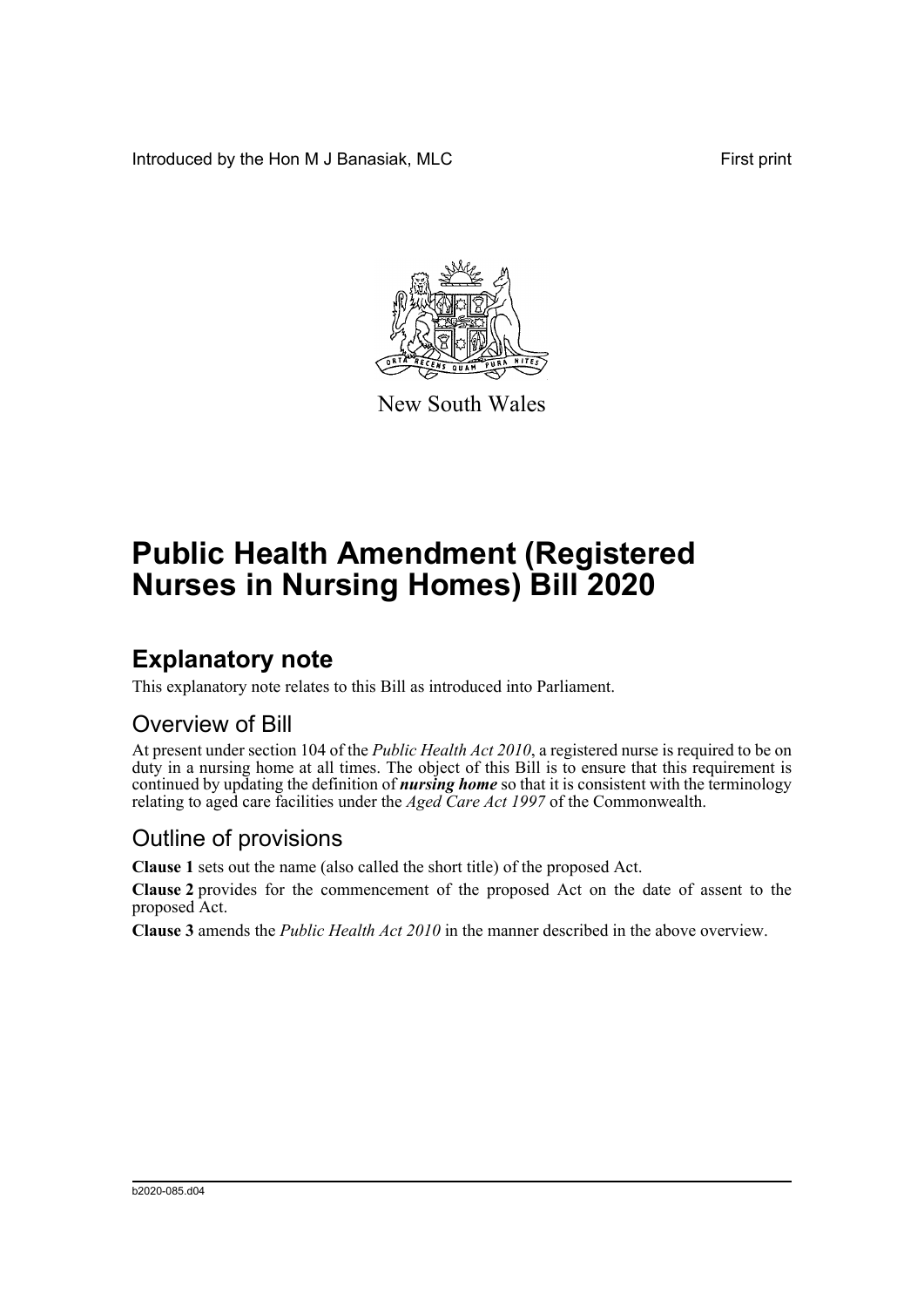Introduced by the Hon M J Banasiak, MLC

First print

New South Wales

# Public Health Amendment (Registered Nurses in Nursing Homes) Bill 2020

## Explanatory note

This explanatory note relates to this Bill as introduced into Parliament.

### Overview of Bill

At present under section 104 of the *Public Health Act 2010*, a registered nurse is required to be on duty in a nursing home at all times. The object of this Bill is to ensure that this requirement is continued by updating the definition of ***nursing home*** so that it is consistent with the terminology relating to aged care facilities under the *Aged Care Act 1997* of the Commonwealth.

### Outline of provisions

**Clause 1** sets out the name (also called the short title) of the proposed Act.

**Clause 2** provides for the commencement of the proposed Act on the date of assent to the proposed Act.

**Clause 3** amends the *Public Health Act 2010* in the manner described in the above overview.

b2020-085.d04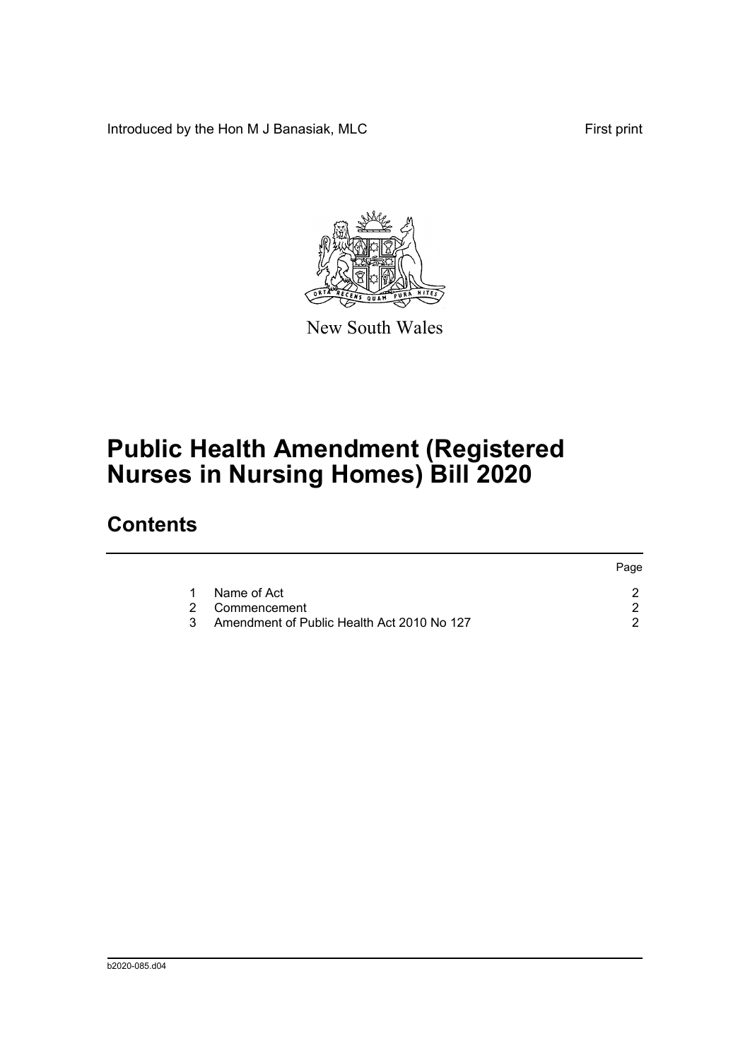Introduced by the Hon M J Banasiak, MLC

First print

New South Wales

# Public Health Amendment (Registered Nurses in Nursing Homes) Bill 2020

## Contents

| | | Page |
|---|---|---|
| 1 | Name of Act | 2 |
| 2 | Commencement | 2 |
| 3 | Amendment of Public Health Act 2010 No 127 | 2 |

b2020-085.d04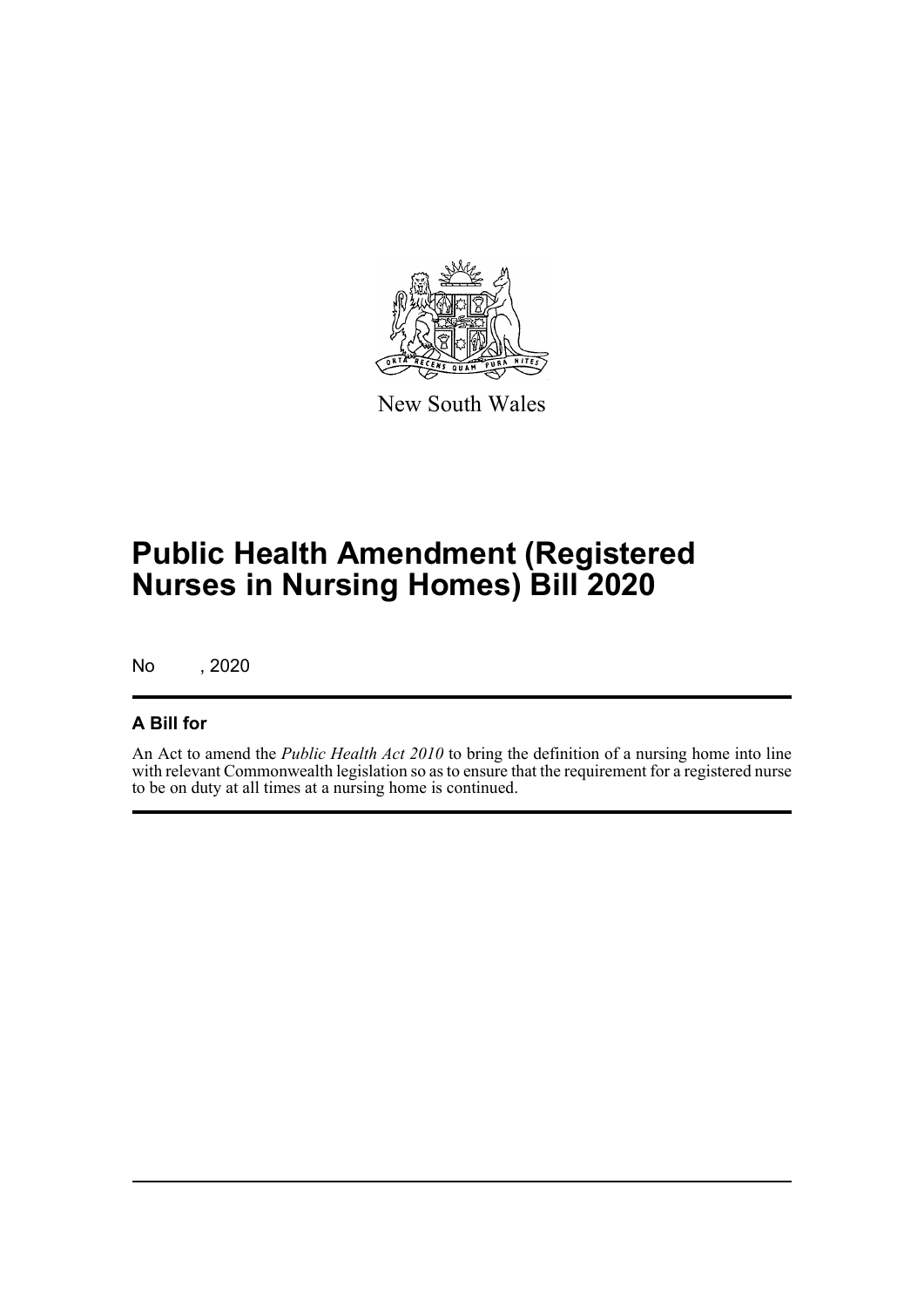New South Wales

# Public Health Amendment (Registered Nurses in Nursing Homes) Bill 2020

No , 2020

## A Bill for

An Act to amend the *Public Health Act 2010* to bring the definition of a nursing home into line with relevant Commonwealth legislation so as to ensure that the requirement for a registered nurse to be on duty at all times at a nursing home is continued.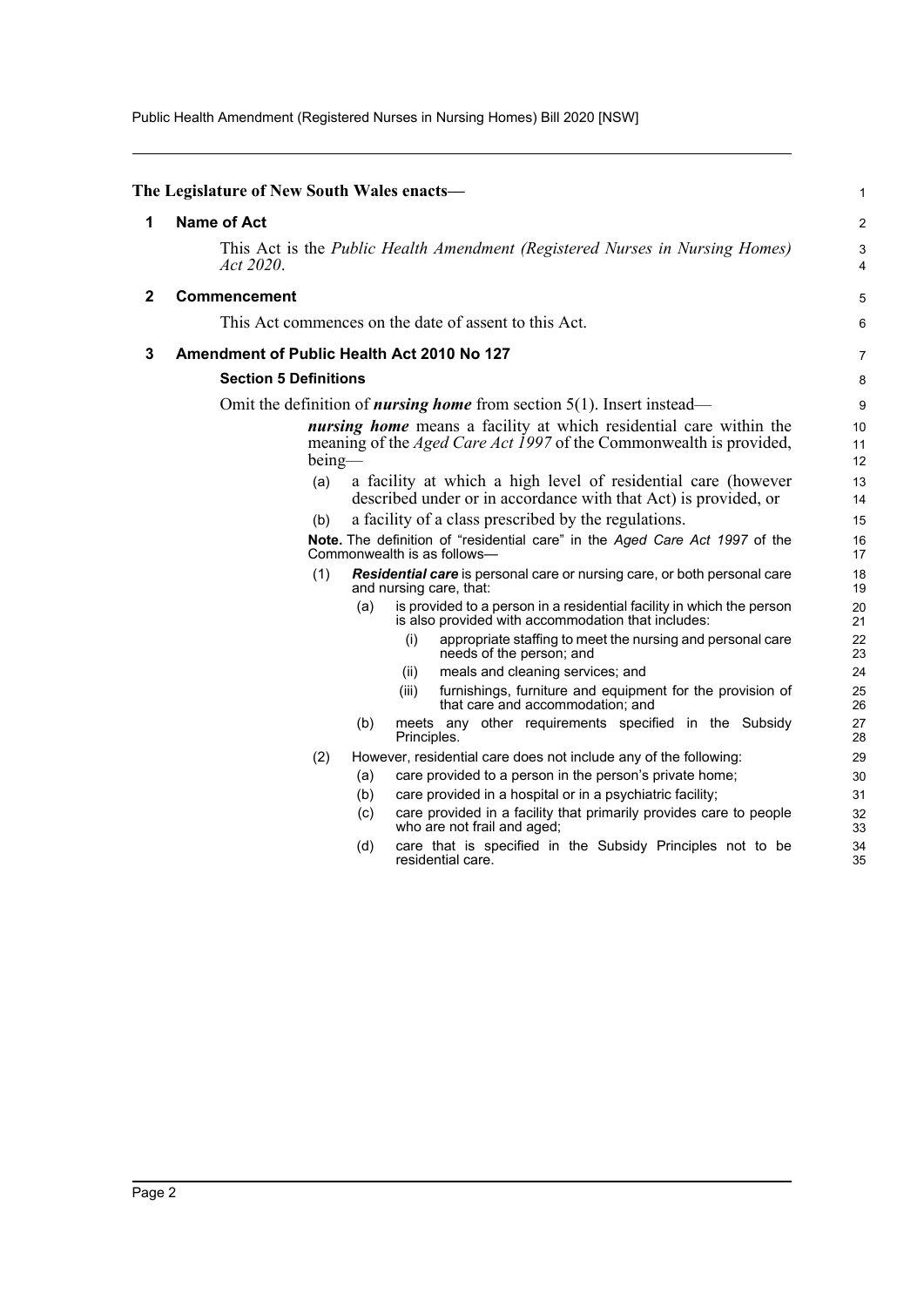The Legislature of New South Wales enacts—

## 1 Name of Act

This Act is the *Public Health Amendment (Registered Nurses in Nursing Homes) Act 2020*.

## 2 Commencement

This Act commences on the date of assent to this Act.

## 3 Amendment of Public Health Act 2010 No 127

### Section 5 Definitions

Omit the definition of ***nursing home*** from section 5(1). Insert instead—

> ***nursing home*** means a facility at which residential care within the meaning of the *Aged Care Act 1997* of the Commonwealth is provided, being—
>
> (a) a facility at which a high level of residential care (however described under or in accordance with that Act) is provided, or
>
> (b) a facility of a class prescribed by the regulations.
>
> **Note.** The definition of "residential care" in the *Aged Care Act 1997* of the Commonwealth is as follows—
>
> (1) ***Residential care*** is personal care or nursing care, or both personal care and nursing care, that:
>
> (a) is provided to a person in a residential facility in which the person is also provided with accommodation that includes:
>
> (i) appropriate staffing to meet the nursing and personal care needs of the person; and
>
> (ii) meals and cleaning services; and
>
> (iii) furnishings, furniture and equipment for the provision of that care and accommodation; and
>
> (b) meets any other requirements specified in the Subsidy Principles.
>
> (2) However, residential care does not include any of the following:
>
> (a) care provided to a person in the person's private home;
>
> (b) care provided in a hospital or in a psychiatric facility;
>
> (c) care provided in a facility that primarily provides care to people who are not frail and aged;
>
> (d) care that is specified in the Subsidy Principles not to be residential care.